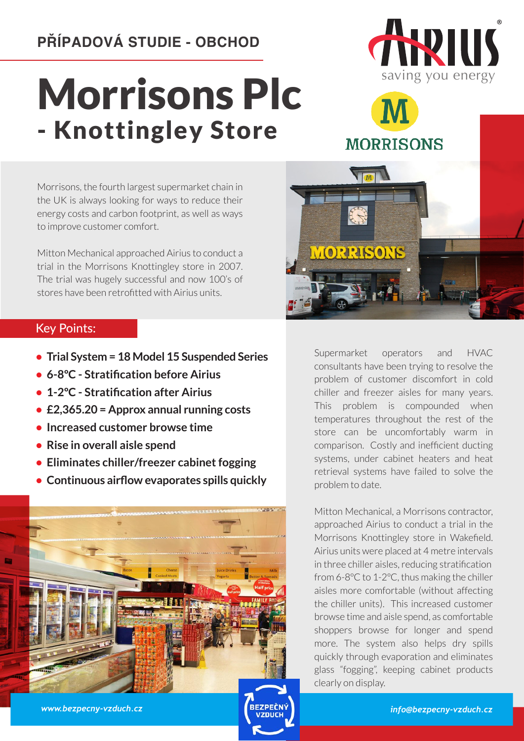PŘÍPADOVÁ STUDIE - OBCHOD

# Morrisons Plc
## - Knottingley Store

Morrisons, the fourth largest supermarket chain in the UK is always looking for ways to reduce their energy costs and carbon footprint, as well as ways to improve customer comfort.

Mitton Mechanical approached Airius to conduct a trial in the Morrisons Knottingley store in 2007. The trial was hugely successful and now 100's of stores have been retrofitted with Airius units.

### Key Points:

- **Trial System = 18 Model 15 Suspended Series**
- **6-8°C - Stratification before Airius**
- **1-2°C - Stratification after Airius**
- **£2,365.20 = Approx annual running costs**
- **Increased customer browse time**
- **Rise in overall aisle spend**
- **Eliminates chiller/freezer cabinet fogging**
- **Continuous airflow evaporates spills quickly**

Supermarket operators and HVAC consultants have been trying to resolve the problem of customer discomfort in cold chiller and freezer aisles for many years. This problem is compounded when temperatures throughout the rest of the store can be uncomfortably warm in comparison. Costly and inefficient ducting systems, under cabinet heaters and heat retrieval systems have failed to solve the problem to date.

Mitton Mechanical, a Morrisons contractor, approached Airius to conduct a trial in the Morrisons Knottingley store in Wakefield. Airius units were placed at 4 metre intervals in three chiller aisles, reducing stratification from 6-8°C to 1-2°C, thus making the chiller aisles more comfortable (without affecting the chiller units). This increased customer browse time and aisle spend, as comfortable shoppers browse for longer and spend more. The system also helps dry spills quickly through evaporation and eliminates glass "fogging", keeping cabinet products clearly on display.

*www.bezpecny-vzduch.cz* | *info@bezpecny-vzduch.cz*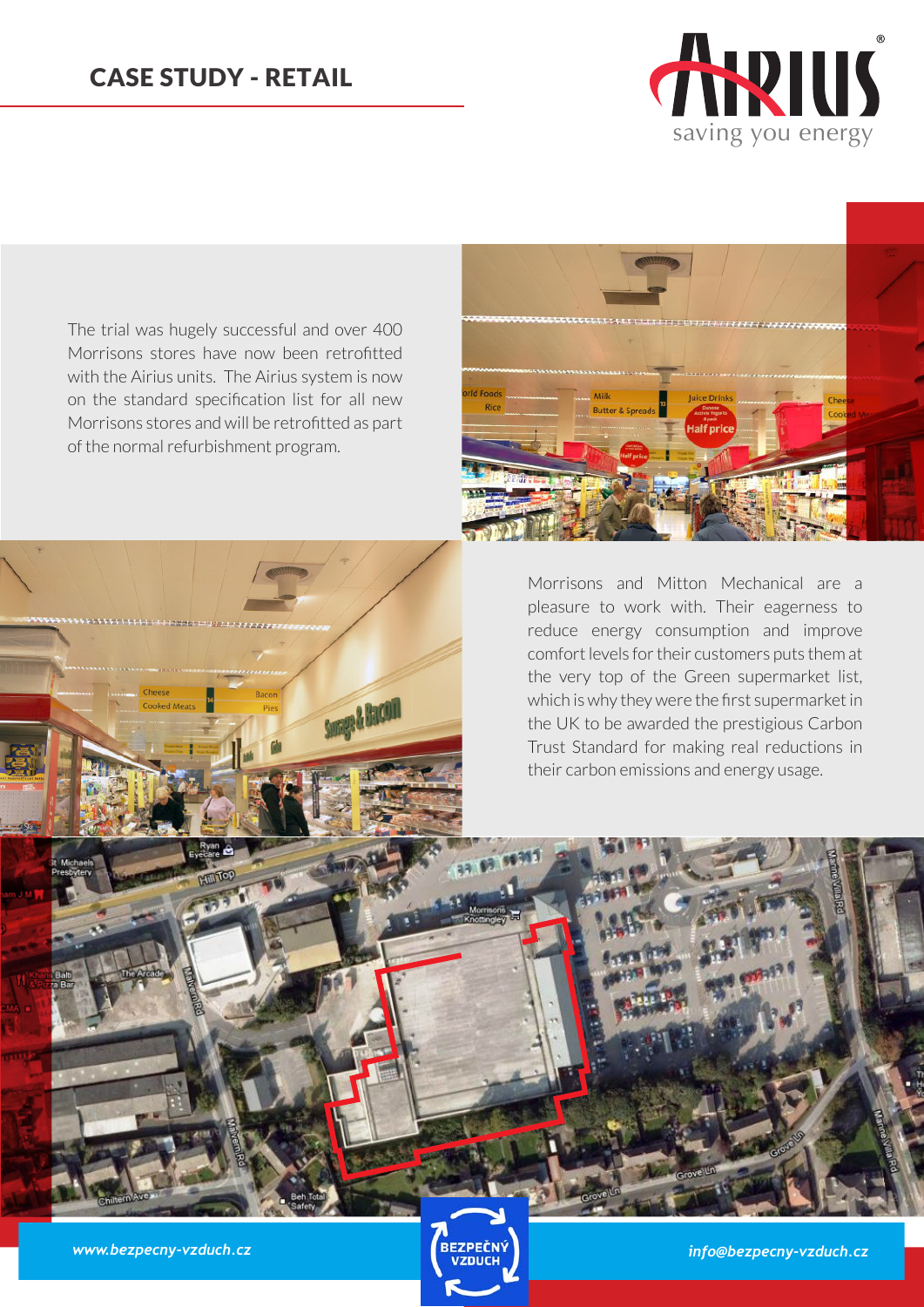## CASE STUDY - RETAIL

The trial was hugely successful and over 400 Morrisons stores have now been retrofitted with the Airius units. The Airius system is now on the standard specification list for all new Morrisons stores and will be retrofitted as part of the normal refurbishment program.

Morrisons and Mitton Mechanical are a pleasure to work with. Their eagerness to reduce energy consumption and improve comfort levels for their customers puts them at the very top of the Green supermarket list, which is why they were the first supermarket in the UK to be awarded the prestigious Carbon Trust Standard for making real reductions in their carbon emissions and energy usage.

*www.bezpecny-vzduch.cz*

*info@bezpecny-vzduch.cz*